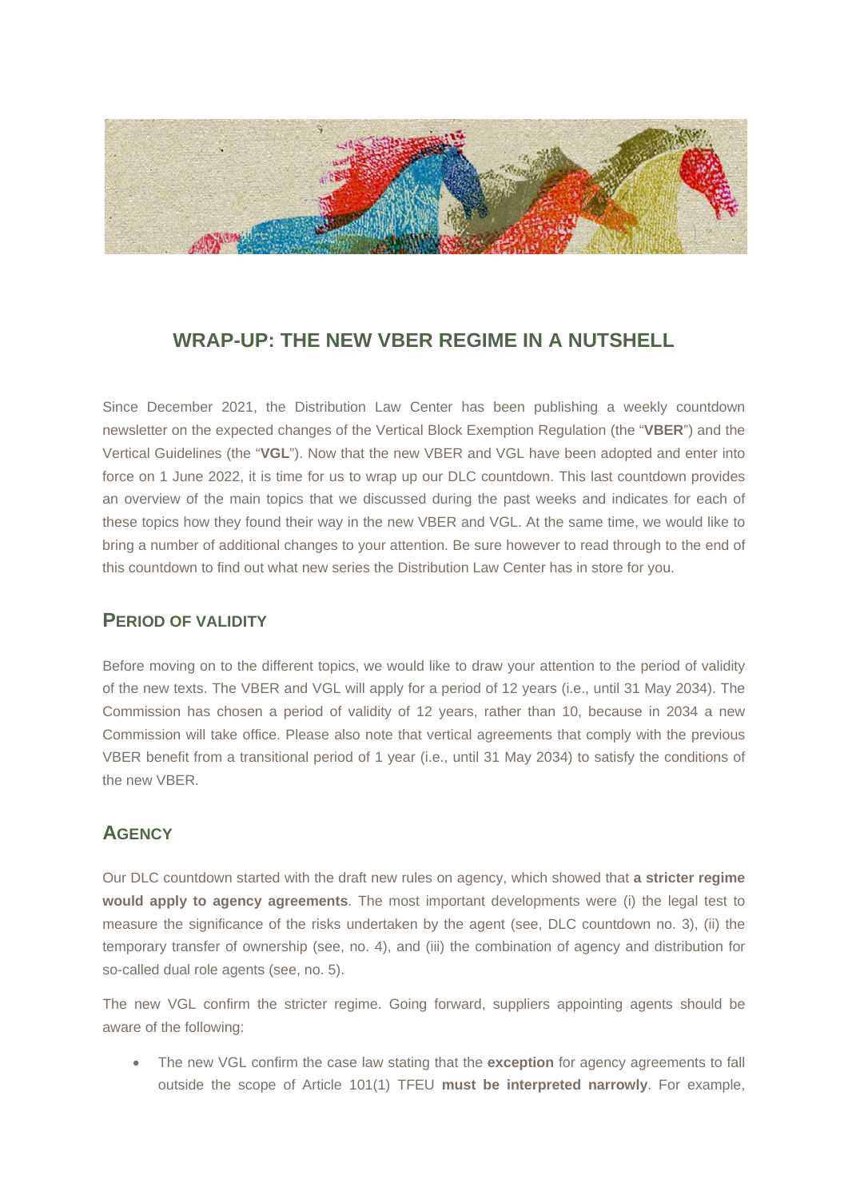# WRAP-UP: THE NEW VBER REGIME IN A NUTSHELL

Since December 2021, the Distribution Law Center has been publishing a weekly countdown newsletter on the expected changes of the Vertical Block Exemption Regulation (the "**VBER**") and the Vertical Guidelines (the "**VGL**"). Now that the new VBER and VGL have been adopted and enter into force on 1 June 2022, it is time for us to wrap up our DLC countdown. This last countdown provides an overview of the main topics that we discussed during the past weeks and indicates for each of these topics how they found their way in the new VBER and VGL. At the same time, we would like to bring a number of additional changes to your attention. Be sure however to read through to the end of this countdown to find out what new series the Distribution Law Center has in store for you.

## PERIOD OF VALIDITY

Before moving on to the different topics, we would like to draw your attention to the period of validity of the new texts. The VBER and VGL will apply for a period of 12 years (i.e., until 31 May 2034). The Commission has chosen a period of validity of 12 years, rather than 10, because in 2034 a new Commission will take office. Please also note that vertical agreements that comply with the previous VBER benefit from a transitional period of 1 year (i.e., until 31 May 2034) to satisfy the conditions of the new VBER.

## AGENCY

Our DLC countdown started with the draft new rules on agency, which showed that **a stricter regime would apply to agency agreements**. The most important developments were (i) the legal test to measure the significance of the risks undertaken by the agent (see, DLC countdown no. 3), (ii) the temporary transfer of ownership (see, no. 4), and (iii) the combination of agency and distribution for so-called dual role agents (see, no. 5).

The new VGL confirm the stricter regime. Going forward, suppliers appointing agents should be aware of the following:

- The new VGL confirm the case law stating that the **exception** for agency agreements to fall outside the scope of Article 101(1) TFEU **must be interpreted narrowly**. For example,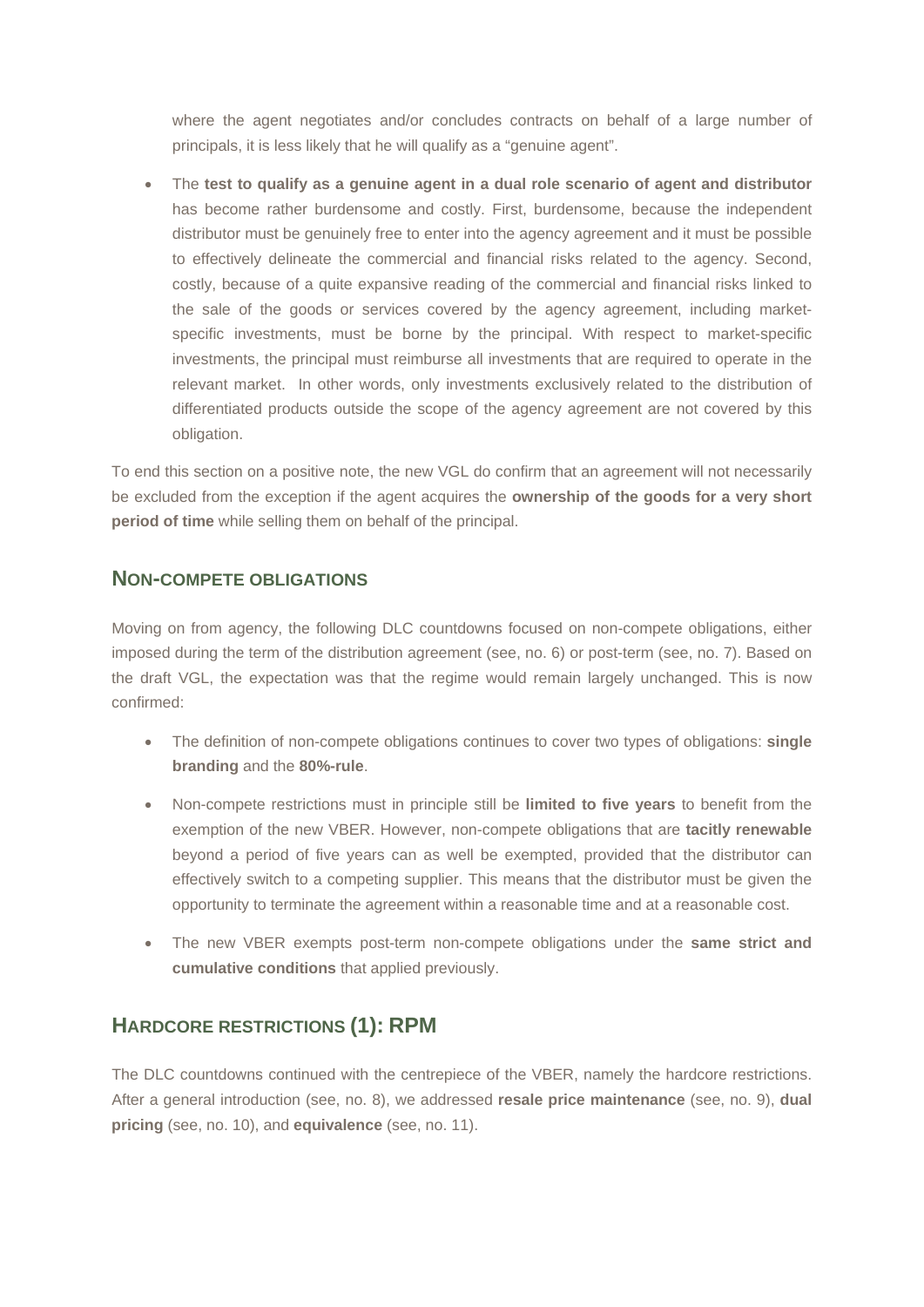where the agent negotiates and/or concludes contracts on behalf of a large number of principals, it is less likely that he will qualify as a "genuine agent".

- The **test to qualify as a genuine agent in a dual role scenario of agent and distributor** has become rather burdensome and costly. First, burdensome, because the independent distributor must be genuinely free to enter into the agency agreement and it must be possible to effectively delineate the commercial and financial risks related to the agency. Second, costly, because of a quite expansive reading of the commercial and financial risks linked to the sale of the goods or services covered by the agency agreement, including market-specific investments, must be borne by the principal. With respect to market-specific investments, the principal must reimburse all investments that are required to operate in the relevant market. In other words, only investments exclusively related to the distribution of differentiated products outside the scope of the agency agreement are not covered by this obligation.

To end this section on a positive note, the new VGL do confirm that an agreement will not necessarily be excluded from the exception if the agent acquires the **ownership of the goods for a very short period of time** while selling them on behalf of the principal.

## NON-COMPETE OBLIGATIONS

Moving on from agency, the following DLC countdowns focused on non-compete obligations, either imposed during the term of the distribution agreement (see, no. 6) or post-term (see, no. 7). Based on the draft VGL, the expectation was that the regime would remain largely unchanged. This is now confirmed:

- The definition of non-compete obligations continues to cover two types of obligations: **single branding** and the **80%-rule**.
- Non-compete restrictions must in principle still be **limited to five years** to benefit from the exemption of the new VBER. However, non-compete obligations that are **tacitly renewable** beyond a period of five years can as well be exempted, provided that the distributor can effectively switch to a competing supplier. This means that the distributor must be given the opportunity to terminate the agreement within a reasonable time and at a reasonable cost.
- The new VBER exempts post-term non-compete obligations under the **same strict and cumulative conditions** that applied previously.

## HARDCORE RESTRICTIONS (1): RPM

The DLC countdowns continued with the centrepiece of the VBER, namely the hardcore restrictions. After a general introduction (see, no. 8), we addressed **resale price maintenance** (see, no. 9), **dual pricing** (see, no. 10), and **equivalence** (see, no. 11).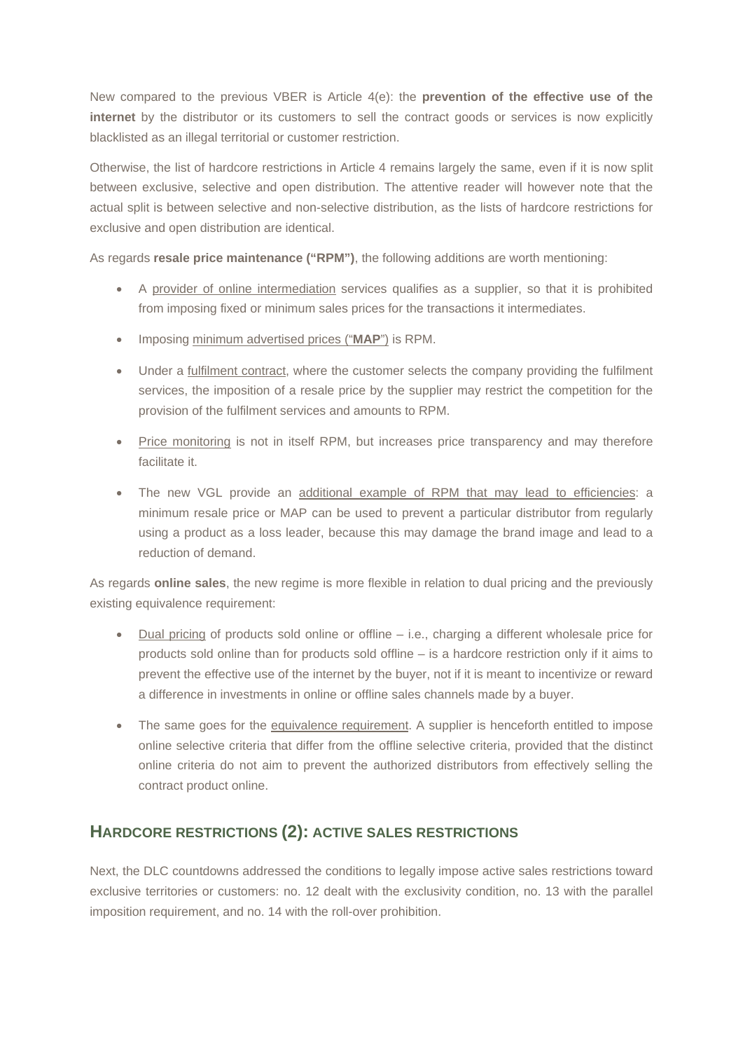New compared to the previous VBER is Article 4(e): the **prevention of the effective use of the internet** by the distributor or its customers to sell the contract goods or services is now explicitly blacklisted as an illegal territorial or customer restriction.

Otherwise, the list of hardcore restrictions in Article 4 remains largely the same, even if it is now split between exclusive, selective and open distribution. The attentive reader will however note that the actual split is between selective and non-selective distribution, as the lists of hardcore restrictions for exclusive and open distribution are identical.

As regards **resale price maintenance ("RPM")**, the following additions are worth mentioning:

- A provider of online intermediation services qualifies as a supplier, so that it is prohibited from imposing fixed or minimum sales prices for the transactions it intermediates.
- Imposing minimum advertised prices ("**MAP**") is RPM.
- Under a fulfilment contract, where the customer selects the company providing the fulfilment services, the imposition of a resale price by the supplier may restrict the competition for the provision of the fulfilment services and amounts to RPM.
- Price monitoring is not in itself RPM, but increases price transparency and may therefore facilitate it.
- The new VGL provide an additional example of RPM that may lead to efficiencies: a minimum resale price or MAP can be used to prevent a particular distributor from regularly using a product as a loss leader, because this may damage the brand image and lead to a reduction of demand.

As regards **online sales**, the new regime is more flexible in relation to dual pricing and the previously existing equivalence requirement:

- Dual pricing of products sold online or offline – i.e., charging a different wholesale price for products sold online than for products sold offline – is a hardcore restriction only if it aims to prevent the effective use of the internet by the buyer, not if it is meant to incentivize or reward a difference in investments in online or offline sales channels made by a buyer.
- The same goes for the equivalence requirement. A supplier is henceforth entitled to impose online selective criteria that differ from the offline selective criteria, provided that the distinct online criteria do not aim to prevent the authorized distributors from effectively selling the contract product online.

## HARDCORE RESTRICTIONS (2): ACTIVE SALES RESTRICTIONS

Next, the DLC countdowns addressed the conditions to legally impose active sales restrictions toward exclusive territories or customers: no. 12 dealt with the exclusivity condition, no. 13 with the parallel imposition requirement, and no. 14 with the roll-over prohibition.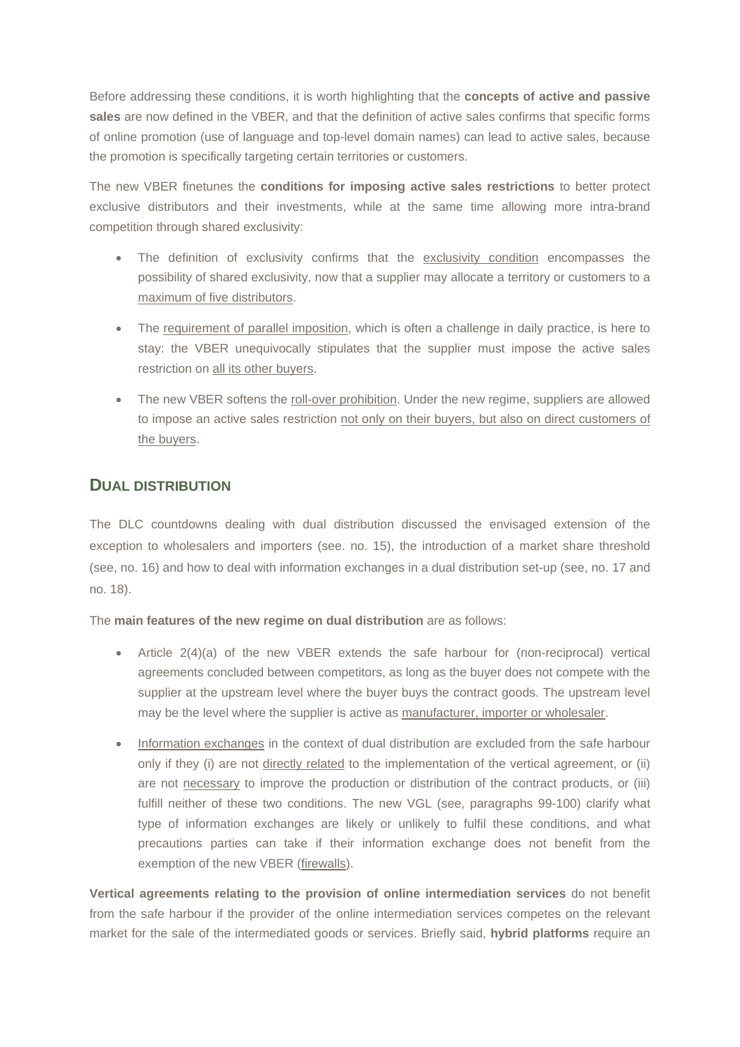Before addressing these conditions, it is worth highlighting that the **concepts of active and passive sales** are now defined in the VBER, and that the definition of active sales confirms that specific forms of online promotion (use of language and top-level domain names) can lead to active sales, because the promotion is specifically targeting certain territories or customers.

The new VBER finetunes the **conditions for imposing active sales restrictions** to better protect exclusive distributors and their investments, while at the same time allowing more intra-brand competition through shared exclusivity:

- The definition of exclusivity confirms that the exclusivity condition encompasses the possibility of shared exclusivity, now that a supplier may allocate a territory or customers to a maximum of five distributors.
- The requirement of parallel imposition, which is often a challenge in daily practice, is here to stay: the VBER unequivocally stipulates that the supplier must impose the active sales restriction on all its other buyers.
- The new VBER softens the roll-over prohibition. Under the new regime, suppliers are allowed to impose an active sales restriction not only on their buyers, but also on direct customers of the buyers.

## DUAL DISTRIBUTION

The DLC countdowns dealing with dual distribution discussed the envisaged extension of the exception to wholesalers and importers (see. no. 15), the introduction of a market share threshold (see, no. 16) and how to deal with information exchanges in a dual distribution set-up (see, no. 17 and no. 18).

The **main features of the new regime on dual distribution** are as follows:

- Article 2(4)(a) of the new VBER extends the safe harbour for (non-reciprocal) vertical agreements concluded between competitors, as long as the buyer does not compete with the supplier at the upstream level where the buyer buys the contract goods. The upstream level may be the level where the supplier is active as manufacturer, importer or wholesaler.
- Information exchanges in the context of dual distribution are excluded from the safe harbour only if they (i) are not directly related to the implementation of the vertical agreement, or (ii) are not necessary to improve the production or distribution of the contract products, or (iii) fulfill neither of these two conditions. The new VGL (see, paragraphs 99-100) clarify what type of information exchanges are likely or unlikely to fulfil these conditions, and what precautions parties can take if their information exchange does not benefit from the exemption of the new VBER (firewalls).

**Vertical agreements relating to the provision of online intermediation services** do not benefit from the safe harbour if the provider of the online intermediation services competes on the relevant market for the sale of the intermediated goods or services. Briefly said, **hybrid platforms** require an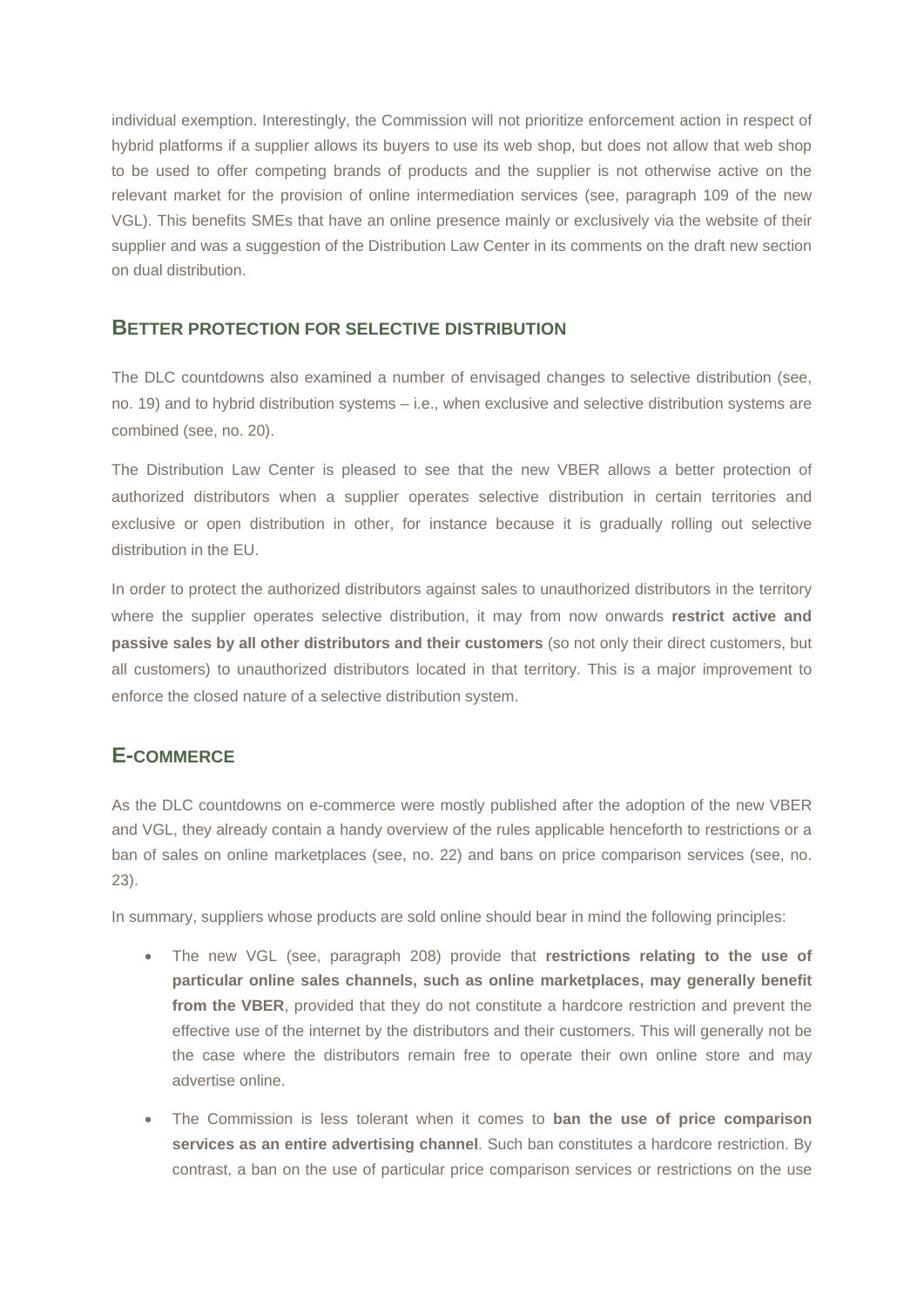individual exemption. Interestingly, the Commission will not prioritize enforcement action in respect of hybrid platforms if a supplier allows its buyers to use its web shop, but does not allow that web shop to be used to offer competing brands of products and the supplier is not otherwise active on the relevant market for the provision of online intermediation services (see, paragraph 109 of the new VGL). This benefits SMEs that have an online presence mainly or exclusively via the website of their supplier and was a suggestion of the Distribution Law Center in its comments on the draft new section on dual distribution.

## BETTER PROTECTION FOR SELECTIVE DISTRIBUTION

The DLC countdowns also examined a number of envisaged changes to selective distribution (see, no. 19) and to hybrid distribution systems – i.e., when exclusive and selective distribution systems are combined (see, no. 20).

The Distribution Law Center is pleased to see that the new VBER allows a better protection of authorized distributors when a supplier operates selective distribution in certain territories and exclusive or open distribution in other, for instance because it is gradually rolling out selective distribution in the EU.

In order to protect the authorized distributors against sales to unauthorized distributors in the territory where the supplier operates selective distribution, it may from now onwards **restrict active and passive sales by all other distributors and their customers** (so not only their direct customers, but all customers) to unauthorized distributors located in that territory. This is a major improvement to enforce the closed nature of a selective distribution system.

## E-COMMERCE

As the DLC countdowns on e-commerce were mostly published after the adoption of the new VBER and VGL, they already contain a handy overview of the rules applicable henceforth to restrictions or a ban of sales on online marketplaces (see, no. 22) and bans on price comparison services (see, no. 23).

In summary, suppliers whose products are sold online should bear in mind the following principles:

- The new VGL (see, paragraph 208) provide that **restrictions relating to the use of particular online sales channels, such as online marketplaces, may generally benefit from the VBER**, provided that they do not constitute a hardcore restriction and prevent the effective use of the internet by the distributors and their customers. This will generally not be the case where the distributors remain free to operate their own online store and may advertise online.
- The Commission is less tolerant when it comes to **ban the use of price comparison services as an entire advertising channel**. Such ban constitutes a hardcore restriction. By contrast, a ban on the use of particular price comparison services or restrictions on the use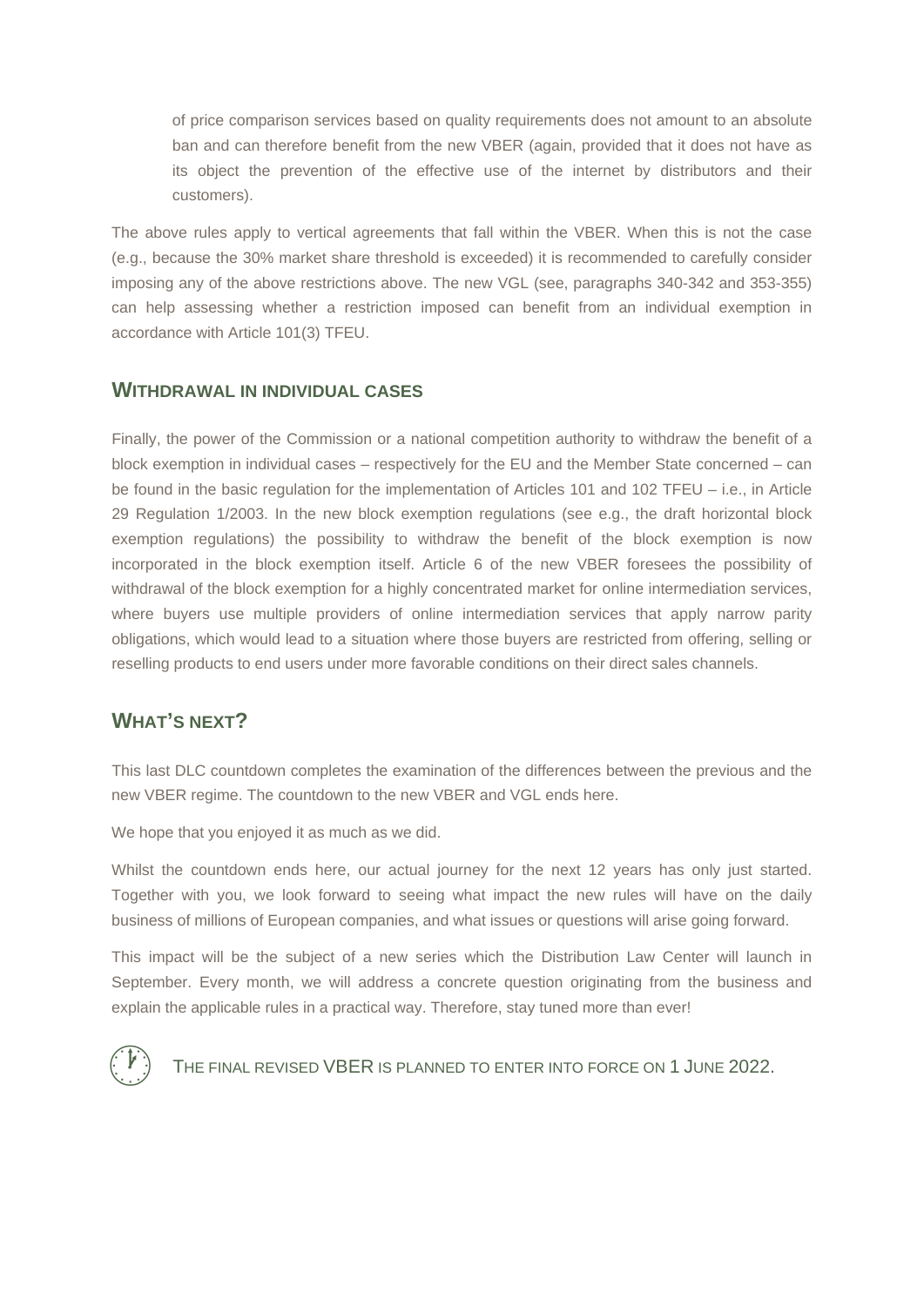of price comparison services based on quality requirements does not amount to an absolute ban and can therefore benefit from the new VBER (again, provided that it does not have as its object the prevention of the effective use of the internet by distributors and their customers).

The above rules apply to vertical agreements that fall within the VBER. When this is not the case (e.g., because the 30% market share threshold is exceeded) it is recommended to carefully consider imposing any of the above restrictions above. The new VGL (see, paragraphs 340-342 and 353-355) can help assessing whether a restriction imposed can benefit from an individual exemption in accordance with Article 101(3) TFEU.

## Withdrawal in individual cases

Finally, the power of the Commission or a national competition authority to withdraw the benefit of a block exemption in individual cases – respectively for the EU and the Member State concerned – can be found in the basic regulation for the implementation of Articles 101 and 102 TFEU – i.e., in Article 29 Regulation 1/2003. In the new block exemption regulations (see e.g., the draft horizontal block exemption regulations) the possibility to withdraw the benefit of the block exemption is now incorporated in the block exemption itself. Article 6 of the new VBER foresees the possibility of withdrawal of the block exemption for a highly concentrated market for online intermediation services, where buyers use multiple providers of online intermediation services that apply narrow parity obligations, which would lead to a situation where those buyers are restricted from offering, selling or reselling products to end users under more favorable conditions on their direct sales channels.

## What's next?

This last DLC countdown completes the examination of the differences between the previous and the new VBER regime. The countdown to the new VBER and VGL ends here.

We hope that you enjoyed it as much as we did.

Whilst the countdown ends here, our actual journey for the next 12 years has only just started. Together with you, we look forward to seeing what impact the new rules will have on the daily business of millions of European companies, and what issues or questions will arise going forward.

This impact will be the subject of a new series which the Distribution Law Center will launch in September. Every month, we will address a concrete question originating from the business and explain the applicable rules in a practical way. Therefore, stay tuned more than ever!

The final revised VBER is planned to enter into force on 1 June 2022.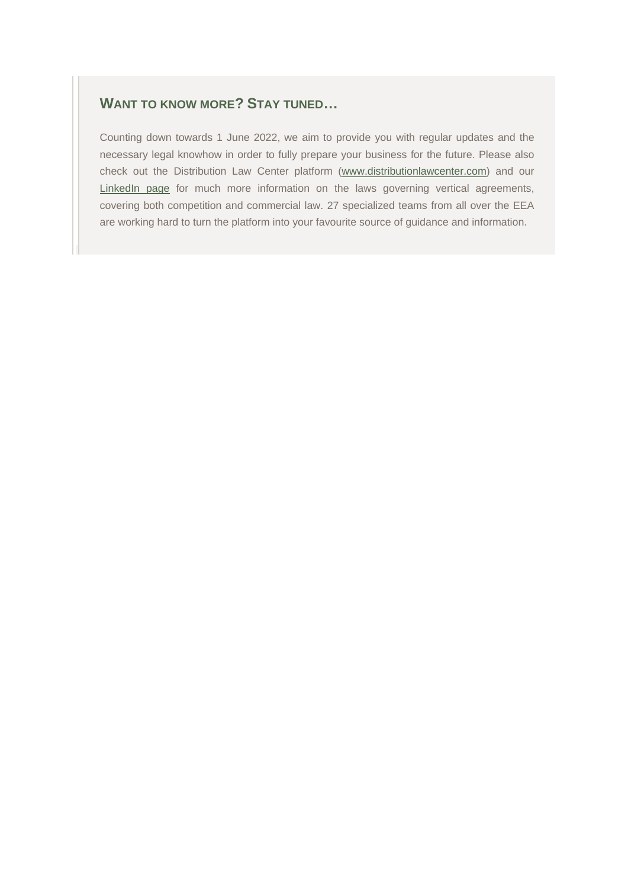## Want to know more? Stay tuned…

Counting down towards 1 June 2022, we aim to provide you with regular updates and the necessary legal knowhow in order to fully prepare your business for the future. Please also check out the Distribution Law Center platform ([www.distributionlawcenter.com](http://www.distributionlawcenter.com)) and our LinkedIn page for much more information on the laws governing vertical agreements, covering both competition and commercial law. 27 specialized teams from all over the EEA are working hard to turn the platform into your favourite source of guidance and information.